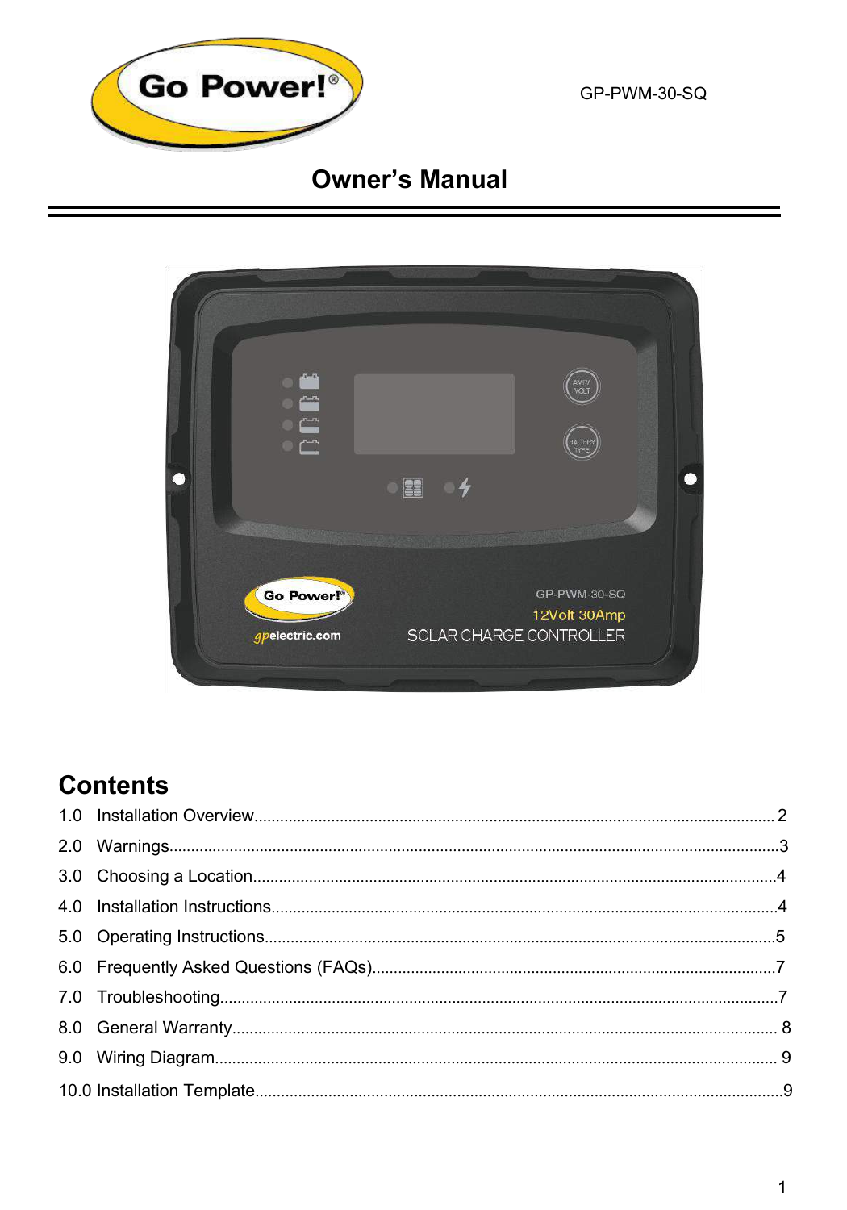Go Power!®

GP-PWM-30-SQ

# Owner's Manual

## Contents

1.0 Installation Overview........................................................................................................ 2

2.0 Warnings...........................................................................................................................3

3.0 Choosing a Location........................................................................................................4

4.0 Installation Instructions....................................................................................................4

5.0 Operating Instructions.....................................................................................................5

6.0 Frequently Asked Questions (FAQs)..............................................................................7

7.0 Troubleshooting...............................................................................................................7

8.0 General Warranty........................................................................................................... 8

9.0 Wiring Diagram............................................................................................................... 9

10.0 Installation Template.......................................................................................................9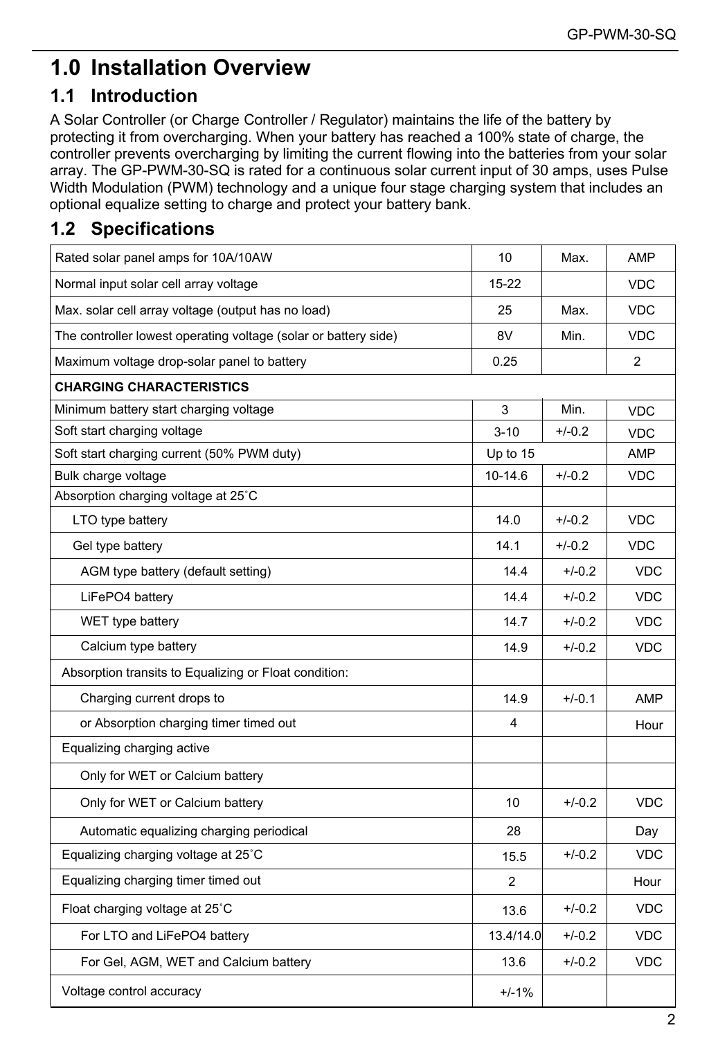# 1.0 Installation Overview

## 1.1 Introduction

A Solar Controller (or Charge Controller / Regulator) maintains the life of the battery by protecting it from overcharging. When your battery has reached a 100% state of charge, the controller prevents overcharging by limiting the current flowing into the batteries from your solar array. The GP-PWM-30-SQ is rated for a continuous solar current input of 30 amps, uses Pulse Width Modulation (PWM) technology and a unique four stage charging system that includes an optional equalize setting to charge and protect your battery bank.

## 1.2 Specifications

| | | | |
|---|---|---|---|
| Rated solar panel amps for 10A/10AW | 10 | Max. | AMP |
| Normal input solar cell array voltage | 15-22 | | VDC |
| Max. solar cell array voltage (output has no load) | 25 | Max. | VDC |
| The controller lowest operating voltage (solar or battery side) | 8V | Min. | VDC |
| Maximum voltage drop-solar panel to battery | 0.25 | | 2 |
| **CHARGING CHARACTERISTICS** | | | |
| Minimum battery start charging voltage | 3 | Min. | VDC |
| Soft start charging voltage | 3-10 | +/-0.2 | VDC |
| Soft start charging current (50% PWM duty) | Up to 15 | | AMP |
| Bulk charge voltage | 10-14.6 | +/-0.2 | VDC |
| Absorption charging voltage at 25˚C | | | |
| LTO type battery | 14.0 | +/-0.2 | VDC |
| Gel type battery | 14.1 | +/-0.2 | VDC |
| AGM type battery (default setting) | 14.4 | +/-0.2 | VDC |
| LiFePO4 battery | 14.4 | +/-0.2 | VDC |
| WET type battery | 14.7 | +/-0.2 | VDC |
| Calcium type battery | 14.9 | +/-0.2 | VDC |
| Absorption transits to Equalizing or Float condition: | | | |
| Charging current drops to | 14.9 | +/-0.1 | AMP |
| or Absorption charging timer timed out | 4 | | Hour |
| Equalizing charging active | | | |
| Only for WET or Calcium battery | | | |
| Only for WET or Calcium battery | 10 | +/-0.2 | VDC |
| Automatic equalizing charging periodical | 28 | | Day |
| Equalizing charging voltage at 25˚C | 15.5 | +/-0.2 | VDC |
| Equalizing charging timer timed out | 2 | | Hour |
| Float charging voltage at 25˚C | 13.6 | +/-0.2 | VDC |
| For LTO and LiFePO4 battery | 13.4/14.0 | +/-0.2 | VDC |
| For Gel, AGM, WET and Calcium battery | 13.6 | +/-0.2 | VDC |
| Voltage control accuracy | +/-1% | | |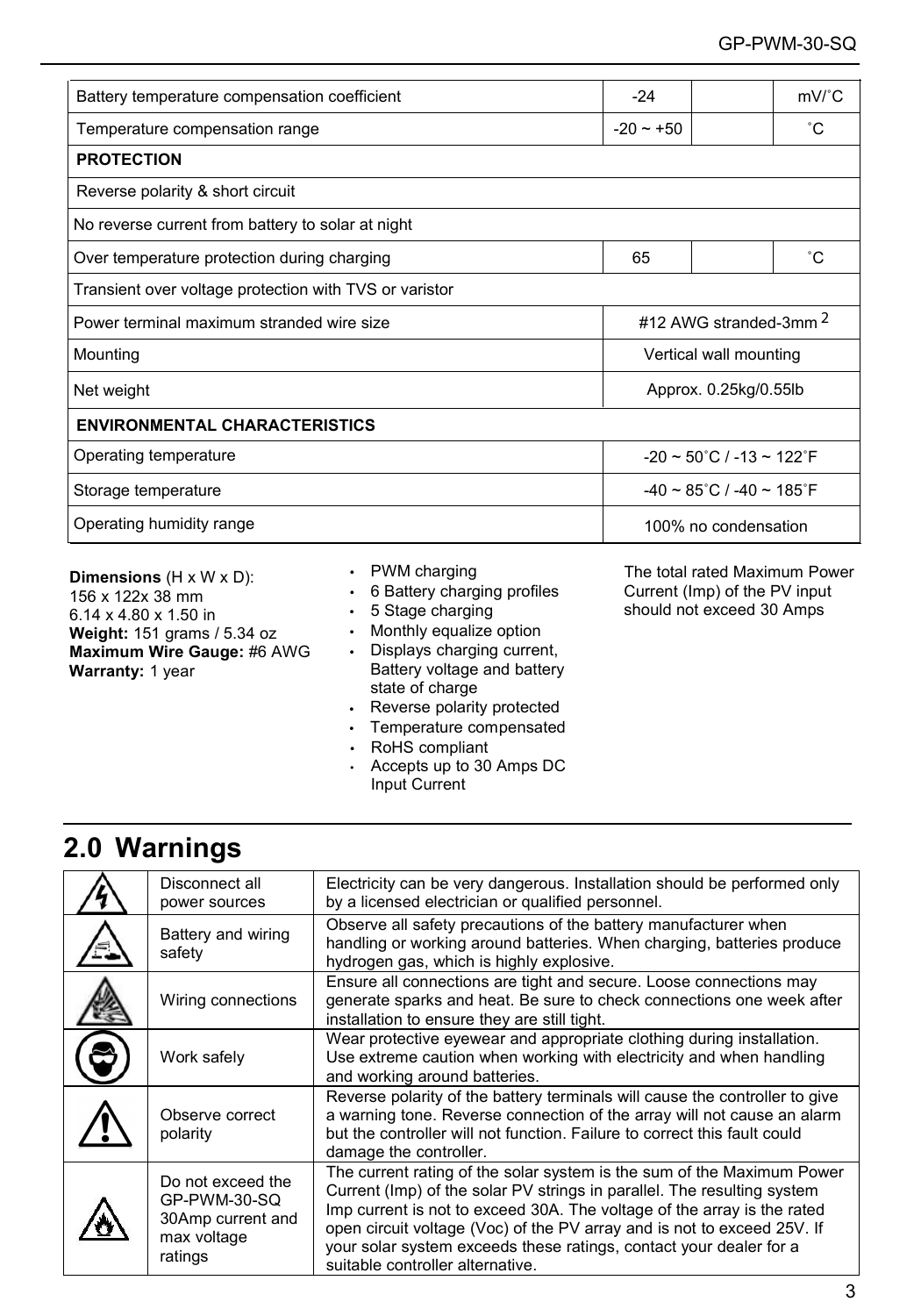| | | | |
|---|---|---|---|
| Battery temperature compensation coefficient | -24 | | mV/˚C |
| Temperature compensation range | -20 ~ +50 | | ˚C |
| **PROTECTION** | | | |
| Reverse polarity & short circuit | | | |
| No reverse current from battery to solar at night | | | |
| Over temperature protection during charging | 65 | | ˚C |
| Transient over voltage protection with TVS or varistor | | | |
| Power terminal maximum stranded wire size | #12 AWG stranded-3mm $^2$ | | |
| Mounting | Vertical wall mounting | | |
| Net weight | Approx. 0.25kg/0.55lb | | |
| **ENVIRONMENTAL CHARACTERISTICS** | | | |
| Operating temperature | -20 ~ 50˚C / -13 ~ 122˚F | | |
| Storage temperature | -40 ~ 85˚C / -40 ~ 185˚F | | |
| Operating humidity range | 100% no condensation | | |

**Dimensions** (H x W x D):
156 x 122x 38 mm
6.14 x 4.80 x 1.50 in
**Weight:** 151 grams / 5.34 oz
**Maximum Wire Gauge:** #6 AWG
**Warranty:** 1 year

- PWM charging
- 6 Battery charging profiles
- 5 Stage charging
- Monthly equalize option
- Displays charging current, Battery voltage and battery state of charge
- Reverse polarity protected
- Temperature compensated
- RoHS compliant
- Accepts up to 30 Amps DC Input Current

The total rated Maximum Power Current (Imp) of the PV input should not exceed 30 Amps

## 2.0 Warnings

| | | |
|---|---|---|
| | Disconnect all power sources | Electricity can be very dangerous. Installation should be performed only by a licensed electrician or qualified personnel. |
| | Battery and wiring safety | Observe all safety precautions of the battery manufacturer when handling or working around batteries. When charging, batteries produce hydrogen gas, which is highly explosive. |
| | Wiring connections | Ensure all connections are tight and secure. Loose connections may generate sparks and heat. Be sure to check connections one week after installation to ensure they are still tight. |
| | Work safely | Wear protective eyewear and appropriate clothing during installation. Use extreme caution when working with electricity and when handling and working around batteries. |
| | Observe correct polarity | Reverse polarity of the battery terminals will cause the controller to give a warning tone. Reverse connection of the array will not cause an alarm but the controller will not function. Failure to correct this fault could damage the controller. |
| | Do not exceed the GP-PWM-30-SQ 30Amp current and max voltage ratings | The current rating of the solar system is the sum of the Maximum Power Current (Imp) of the solar PV strings in parallel. The resulting system Imp current is not to exceed 30A. The voltage of the array is the rated open circuit voltage (Voc) of the PV array and is not to exceed 25V. If your solar system exceeds these ratings, contact your dealer for a suitable controller alternative. |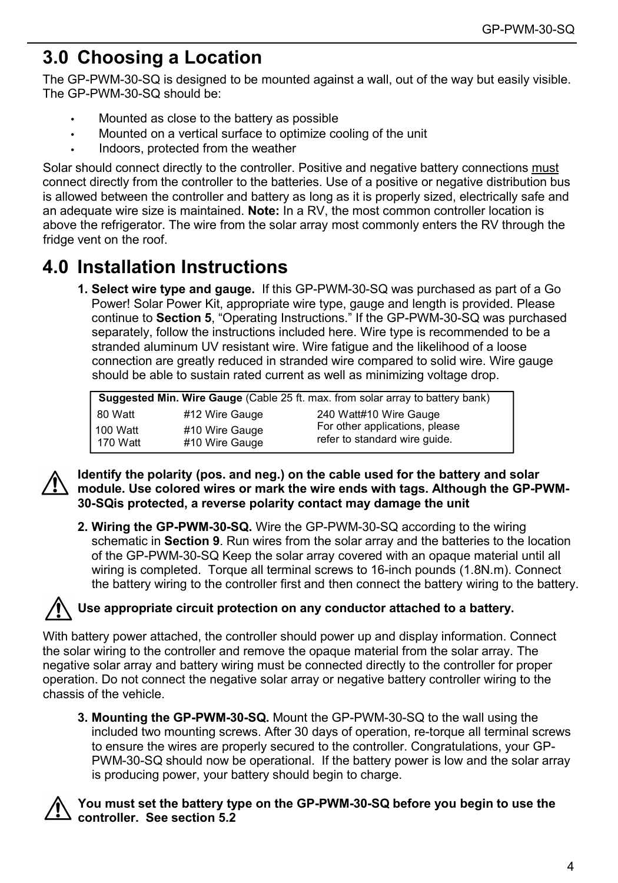## 3.0 Choosing a Location

The GP-PWM-30-SQ is designed to be mounted against a wall, out of the way but easily visible. The GP-PWM-30-SQ should be:

- Mounted as close to the battery as possible
- Mounted on a vertical surface to optimize cooling of the unit
- Indoors, protected from the weather

Solar should connect directly to the controller. Positive and negative battery connections <u>must</u> connect directly from the controller to the batteries. Use of a positive or negative distribution bus is allowed between the controller and battery as long as it is properly sized, electrically safe and an adequate wire size is maintained. **Note:** In a RV, the most common controller location is above the refrigerator. The wire from the solar array most commonly enters the RV through the fridge vent on the roof.

## 4.0 Installation Instructions

1. **Select wire type and gauge.** If this GP-PWM-30-SQ was purchased as part of a Go Power! Solar Power Kit, appropriate wire type, gauge and length is provided. Please continue to **Section 5**, "Operating Instructions." If the GP-PWM-30-SQ was purchased separately, follow the instructions included here. Wire type is recommended to be a stranded aluminum UV resistant wire. Wire fatigue and the likelihood of a loose connection are greatly reduced in stranded wire compared to solid wire. Wire gauge should be able to sustain rated current as well as minimizing voltage drop.

| **Suggested Min. Wire Gauge** (Cable 25 ft. max. from solar array to battery bank) | | |
|---|---|---|
| 80 Watt | #12 Wire Gauge | 240 Watt#10 Wire Gauge |
| 100 Watt | #10 Wire Gauge | For other applications, please refer to standard wire guide. |
| 170 Watt | #10 Wire Gauge | |

**Identify the polarity (pos. and neg.) on the cable used for the battery and solar module. Use colored wires or mark the wire ends with tags. Although the GP-PWM-30-SQis protected, a reverse polarity contact may damage the unit**

2. **Wiring the GP-PWM-30-SQ.** Wire the GP-PWM-30-SQ according to the wiring schematic in **Section 9**. Run wires from the solar array and the batteries to the location of the GP-PWM-30-SQ Keep the solar array covered with an opaque material until all wiring is completed. Torque all terminal screws to 16-inch pounds (1.8N.m). Connect the battery wiring to the controller first and then connect the battery wiring to the battery.

**Use appropriate circuit protection on any conductor attached to a battery.**

With battery power attached, the controller should power up and display information. Connect the solar wiring to the controller and remove the opaque material from the solar array. The negative solar array and battery wiring must be connected directly to the controller for proper operation. Do not connect the negative solar array or negative battery controller wiring to the chassis of the vehicle.

3. **Mounting the GP-PWM-30-SQ.** Mount the GP-PWM-30-SQ to the wall using the included two mounting screws. After 30 days of operation, re-torque all terminal screws to ensure the wires are properly secured to the controller. Congratulations, your GP-PWM-30-SQ should now be operational. If the battery power is low and the solar array is producing power, your battery should begin to charge.

**You must set the battery type on the GP-PWM-30-SQ before you begin to use the controller. See section 5.2**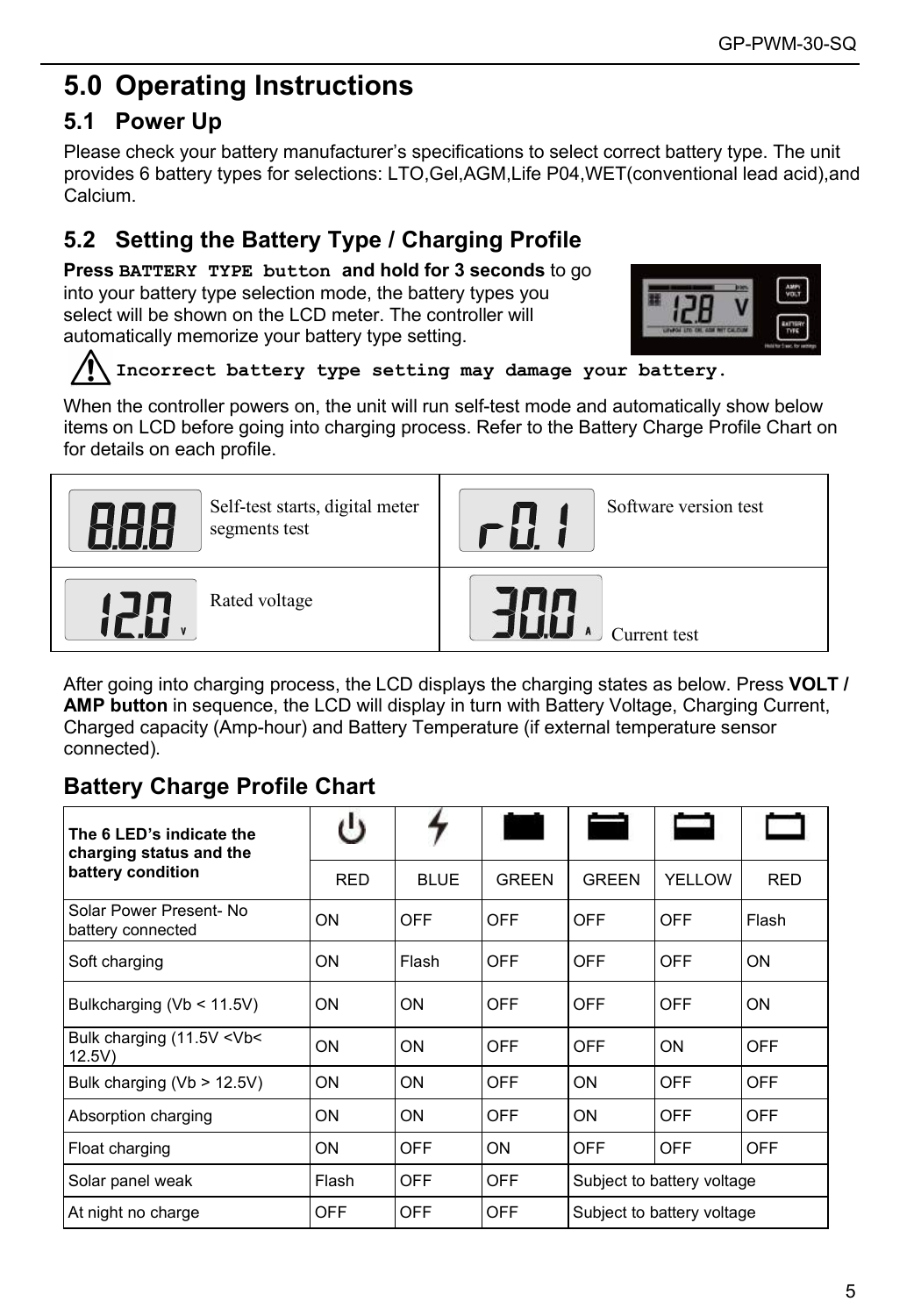# 5.0 Operating Instructions

## 5.1 Power Up

Please check your battery manufacturer's specifications to select correct battery type. The unit provides 6 battery types for selections: LTO,Gel,AGM,Life P04,WET(conventional lead acid),and Calcium.

## 5.2 Setting the Battery Type / Charging Profile

**Press `BATTERY TYPE button` and hold for 3 seconds** to go into your battery type selection mode, the battery types you select will be shown on the LCD meter. The controller will automatically memorize your battery type setting.

⚠ **`Incorrect battery type setting may damage your battery.`**

When the controller powers on, the unit will run self-test mode and automatically show below items on LCD before going into charging process. Refer to the Battery Charge Profile Chart on for details on each profile.

| LCD | Description | LCD | Description |
|---|---|---|---|
| 8.8.8 | Self-test starts, digital meter segments test | r0.1 | Software version test |
| 12.0 V | Rated voltage | 30.0 A | Current test |

After going into charging process, the LCD displays the charging states as below. Press **VOLT / AMP button** in sequence, the LCD will display in turn with Battery Voltage, Charging Current, Charged capacity (Amp-hour) and Battery Temperature (if external temperature sensor connected).

### Battery Charge Profile Chart

| The 6 LED's indicate the charging status and the battery condition | RED | BLUE | GREEN | GREEN | YELLOW | RED |
|---|---|---|---|---|---|---|
| Solar Power Present- No battery connected | ON | OFF | OFF | OFF | OFF | Flash |
| Soft charging | ON | Flash | OFF | OFF | OFF | ON |
| Bulkcharging (Vb < 11.5V) | ON | ON | OFF | OFF | OFF | ON |
| Bulk charging (11.5V <Vb< 12.5V) | ON | ON | OFF | OFF | ON | OFF |
| Bulk charging (Vb > 12.5V) | ON | ON | OFF | ON | OFF | OFF |
| Absorption charging | ON | ON | OFF | ON | OFF | OFF |
| Float charging | ON | OFF | ON | OFF | OFF | OFF |
| Solar panel weak | Flash | OFF | OFF | Subject to battery voltage | | |
| At night no charge | OFF | OFF | OFF | Subject to battery voltage | | |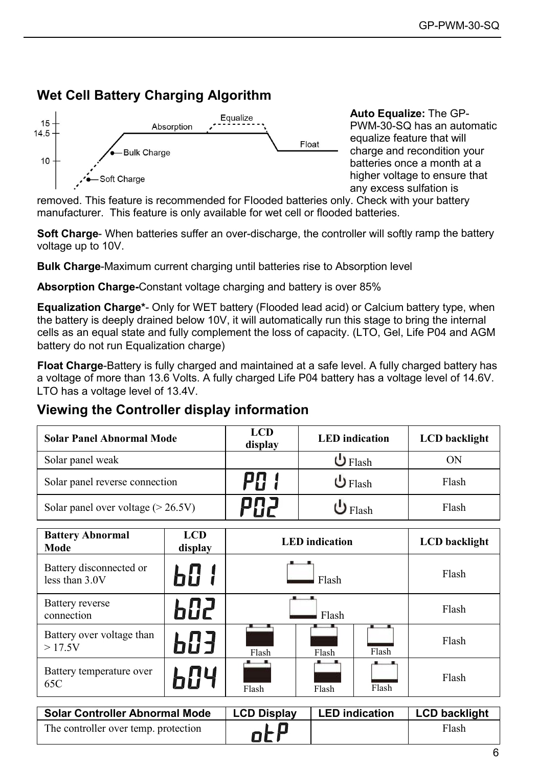## Wet Cell Battery Charging Algorithm

15
14.5
10

Equalize
Absorption
Float
Bulk Charge
Soft Charge

**Auto Equalize:** The GP-PWM-30-SQ has an automatic equalize feature that will charge and recondition your batteries once a month at a higher voltage to ensure that any excess sulfation is removed. This feature is recommended for Flooded batteries only. Check with your battery manufacturer. This feature is only available for wet cell or flooded batteries.

**Soft Charge**- When batteries suffer an over-discharge, the controller will softly ramp the battery voltage up to 10V.

**Bulk Charge**-Maximum current charging until batteries rise to Absorption level

**Absorption Charge-**Constant voltage charging and battery is over 85%

**Equalization Charge***- Only for WET battery (Flooded lead acid) or Calcium battery type, when the battery is deeply drained below 10V, it will automatically run this stage to bring the internal cells as an equal state and fully complement the loss of capacity. (LTO, Gel, Life P04 and AGM battery do not run Equalization charge)

**Float Charge**-Battery is fully charged and maintained at a safe level. A fully charged battery has a voltage of more than 13.6 Volts. A fully charged Life P04 battery has a voltage level of 14.6V. LTO has a voltage level of 13.4V.

## Viewing the Controller display information

| Solar Panel Abnormal Mode | LCD display | LED indication | LCD backlight |
|---|---|---|---|
| Solar panel weak | | ⏻ Flash | ON |
| Solar panel reverse connection | P01 | ⏻ Flash | Flash |
| Solar panel over voltage (> 26.5V) | P02 | ⏻ Flash | Flash |

| Battery Abnormal Mode | LCD display | LED indication | | | LCD backlight |
|---|---|---|---|---|---|
| Battery disconnected or less than 3.0V | b01 | Flash | | | Flash |
| Battery reverse connection | b02 | Flash | | | Flash |
| Battery over voltage than > 17.5V | b03 | Flash | Flash | Flash | Flash |
| Battery temperature over 65C | b04 | Flash | Flash | Flash | Flash |

| Solar Controller Abnormal Mode | LCD Display | LED indication | LCD backlight |
|---|---|---|---|
| The controller over temp. protection | otP | | Flash |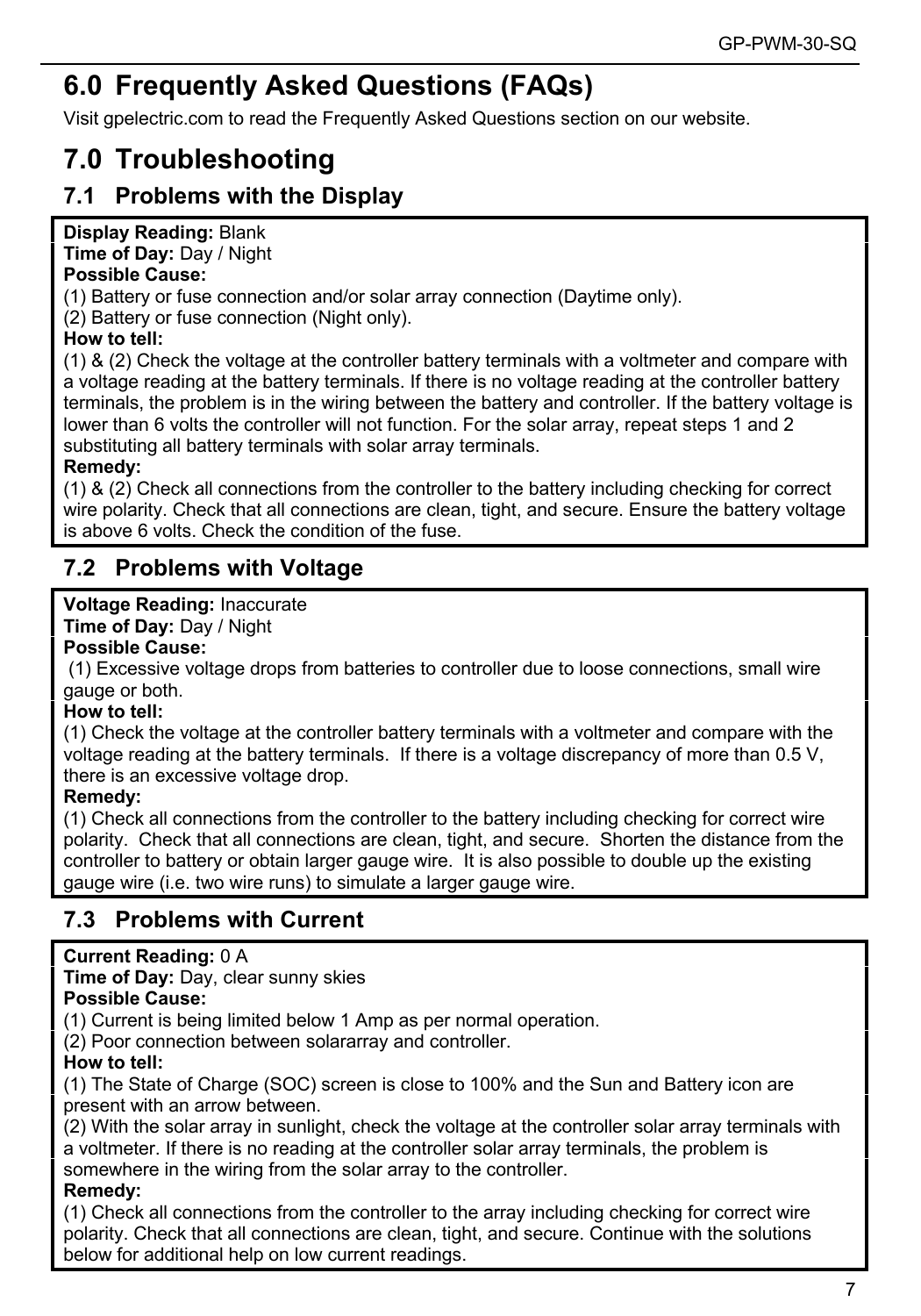# 6.0 Frequently Asked Questions (FAQs)

Visit gpelectric.com to read the Frequently Asked Questions section on our website.

# 7.0 Troubleshooting

## 7.1 Problems with the Display

**Display Reading:** Blank
**Time of Day:** Day / Night
**Possible Cause:**
(1) Battery or fuse connection and/or solar array connection (Daytime only).
(2) Battery or fuse connection (Night only).
**How to tell:**
(1) & (2) Check the voltage at the controller battery terminals with a voltmeter and compare with a voltage reading at the battery terminals. If there is no voltage reading at the controller battery terminals, the problem is in the wiring between the battery and controller. If the battery voltage is lower than 6 volts the controller will not function. For the solar array, repeat steps 1 and 2 substituting all battery terminals with solar array terminals.
**Remedy:**
(1) & (2) Check all connections from the controller to the battery including checking for correct wire polarity. Check that all connections are clean, tight, and secure. Ensure the battery voltage is above 6 volts. Check the condition of the fuse.

## 7.2 Problems with Voltage

**Voltage Reading:** Inaccurate
**Time of Day:** Day / Night
**Possible Cause:**
(1) Excessive voltage drops from batteries to controller due to loose connections, small wire gauge or both.
**How to tell:**
(1) Check the voltage at the controller battery terminals with a voltmeter and compare with the voltage reading at the battery terminals. If there is a voltage discrepancy of more than 0.5 V, there is an excessive voltage drop.
**Remedy:**
(1) Check all connections from the controller to the battery including checking for correct wire polarity. Check that all connections are clean, tight, and secure. Shorten the distance from the controller to battery or obtain larger gauge wire. It is also possible to double up the existing gauge wire (i.e. two wire runs) to simulate a larger gauge wire.

## 7.3 Problems with Current

**Current Reading:** 0 A
**Time of Day:** Day, clear sunny skies
**Possible Cause:**
(1) Current is being limited below 1 Amp as per normal operation.
(2) Poor connection between solararray and controller.
**How to tell:**
(1) The State of Charge (SOC) screen is close to 100% and the Sun and Battery icon are present with an arrow between.
(2) With the solar array in sunlight, check the voltage at the controller solar array terminals with a voltmeter. If there is no reading at the controller solar array terminals, the problem is somewhere in the wiring from the solar array to the controller.
**Remedy:**
(1) Check all connections from the controller to the array including checking for correct wire polarity. Check that all connections are clean, tight, and secure. Continue with the solutions below for additional help on low current readings.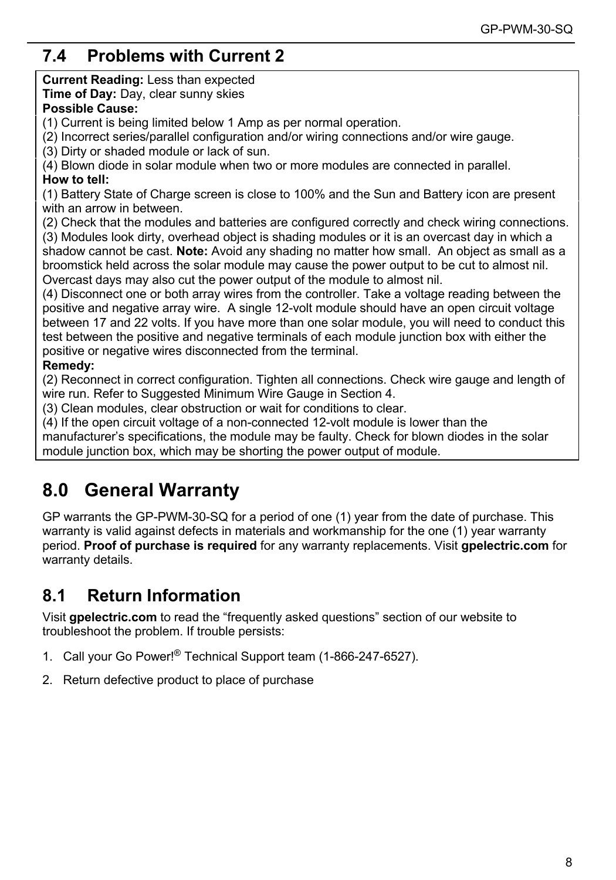## 7.4 Problems with Current 2

**Current Reading:** Less than expected
**Time of Day:** Day, clear sunny skies
**Possible Cause:**
(1) Current is being limited below 1 Amp as per normal operation.
(2) Incorrect series/parallel configuration and/or wiring connections and/or wire gauge.
(3) Dirty or shaded module or lack of sun.
(4) Blown diode in solar module when two or more modules are connected in parallel.
**How to tell:**
(1) Battery State of Charge screen is close to 100% and the Sun and Battery icon are present with an arrow in between.
(2) Check that the modules and batteries are configured correctly and check wiring connections.
(3) Modules look dirty, overhead object is shading modules or it is an overcast day in which a shadow cannot be cast. **Note:** Avoid any shading no matter how small. An object as small as a broomstick held across the solar module may cause the power output to be cut to almost nil. Overcast days may also cut the power output of the module to almost nil.
(4) Disconnect one or both array wires from the controller. Take a voltage reading between the positive and negative array wire. A single 12-volt module should have an open circuit voltage between 17 and 22 volts. If you have more than one solar module, you will need to conduct this test between the positive and negative terminals of each module junction box with either the positive or negative wires disconnected from the terminal.
**Remedy:**
(2) Reconnect in correct configuration. Tighten all connections. Check wire gauge and length of wire run. Refer to Suggested Minimum Wire Gauge in Section 4.
(3) Clean modules, clear obstruction or wait for conditions to clear.
(4) If the open circuit voltage of a non-connected 12-volt module is lower than the manufacturer's specifications, the module may be faulty. Check for blown diodes in the solar module junction box, which may be shorting the power output of module.

# 8.0 General Warranty

GP warrants the GP-PWM-30-SQ for a period of one (1) year from the date of purchase. This warranty is valid against defects in materials and workmanship for the one (1) year warranty period. **Proof of purchase is required** for any warranty replacements. Visit **gpelectric.com** for warranty details.

## 8.1 Return Information

Visit **gpelectric.com** to read the "frequently asked questions" section of our website to troubleshoot the problem. If trouble persists:

1. Call your Go Power!® Technical Support team (1-866-247-6527).
2. Return defective product to place of purchase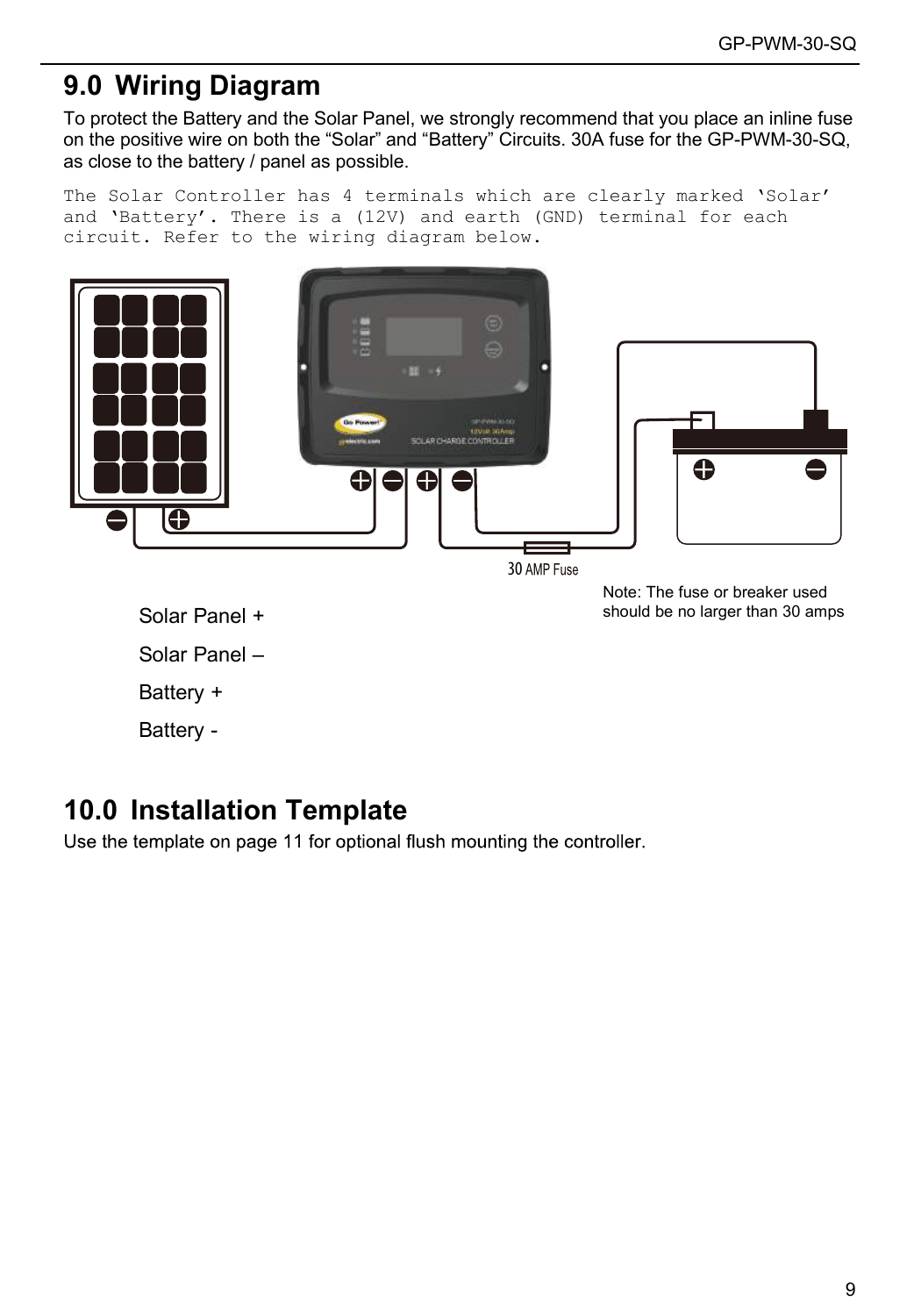## 9.0 Wiring Diagram

To protect the Battery and the Solar Panel, we strongly recommend that you place an inline fuse on the positive wire on both the "Solar" and "Battery" Circuits. 30A fuse for the GP-PWM-30-SQ, as close to the battery / panel as possible.

The Solar Controller has 4 terminals which are clearly marked 'Solar' and 'Battery'. There is a (12V) and earth (GND) terminal for each circuit. Refer to the wiring diagram below.

30 AMP Fuse

Note: The fuse or breaker used should be no larger than 30 amps

Solar Panel +

Solar Panel –

Battery +

Battery -

## 10.0 Installation Template

Use the template on page 11 for optional flush mounting the controller.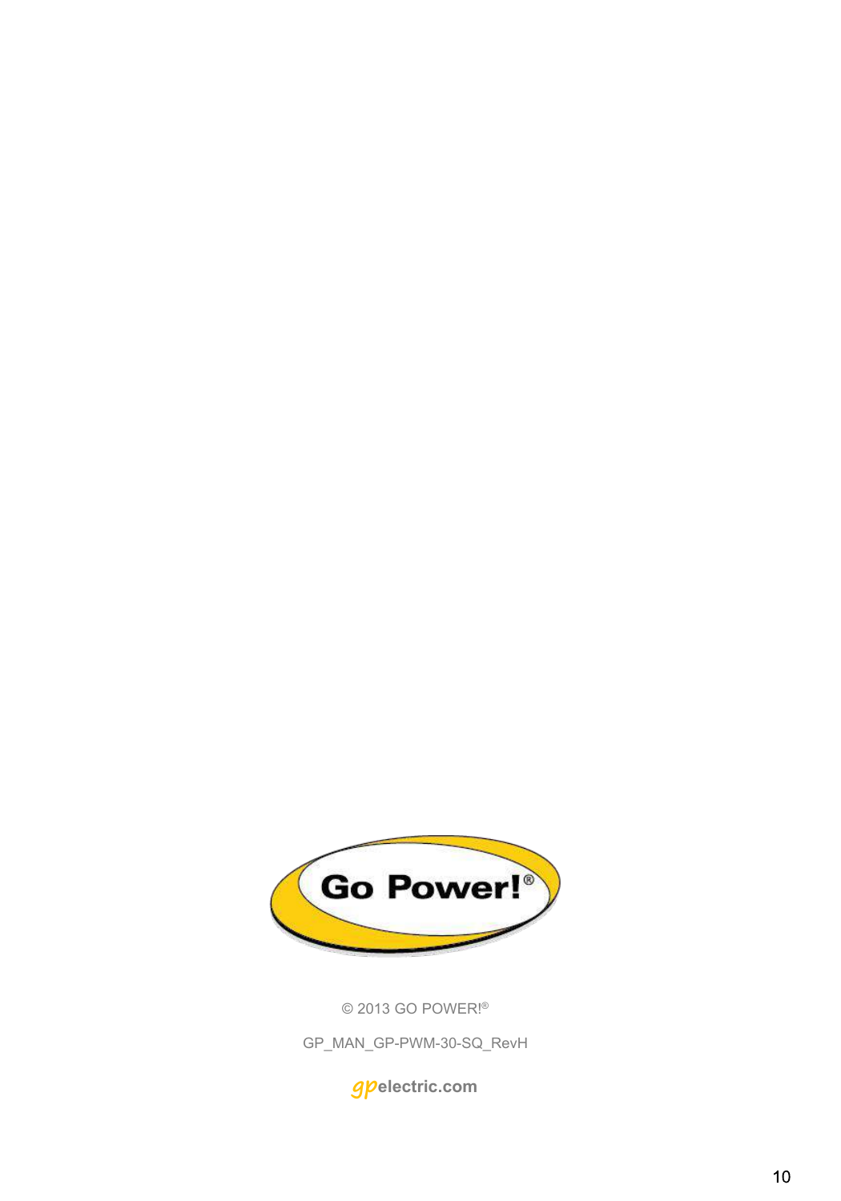Go Power!®

© 2013 GO POWER!®

GP_MAN_GP-PWM-30-SQ_RevH

gpelectric.com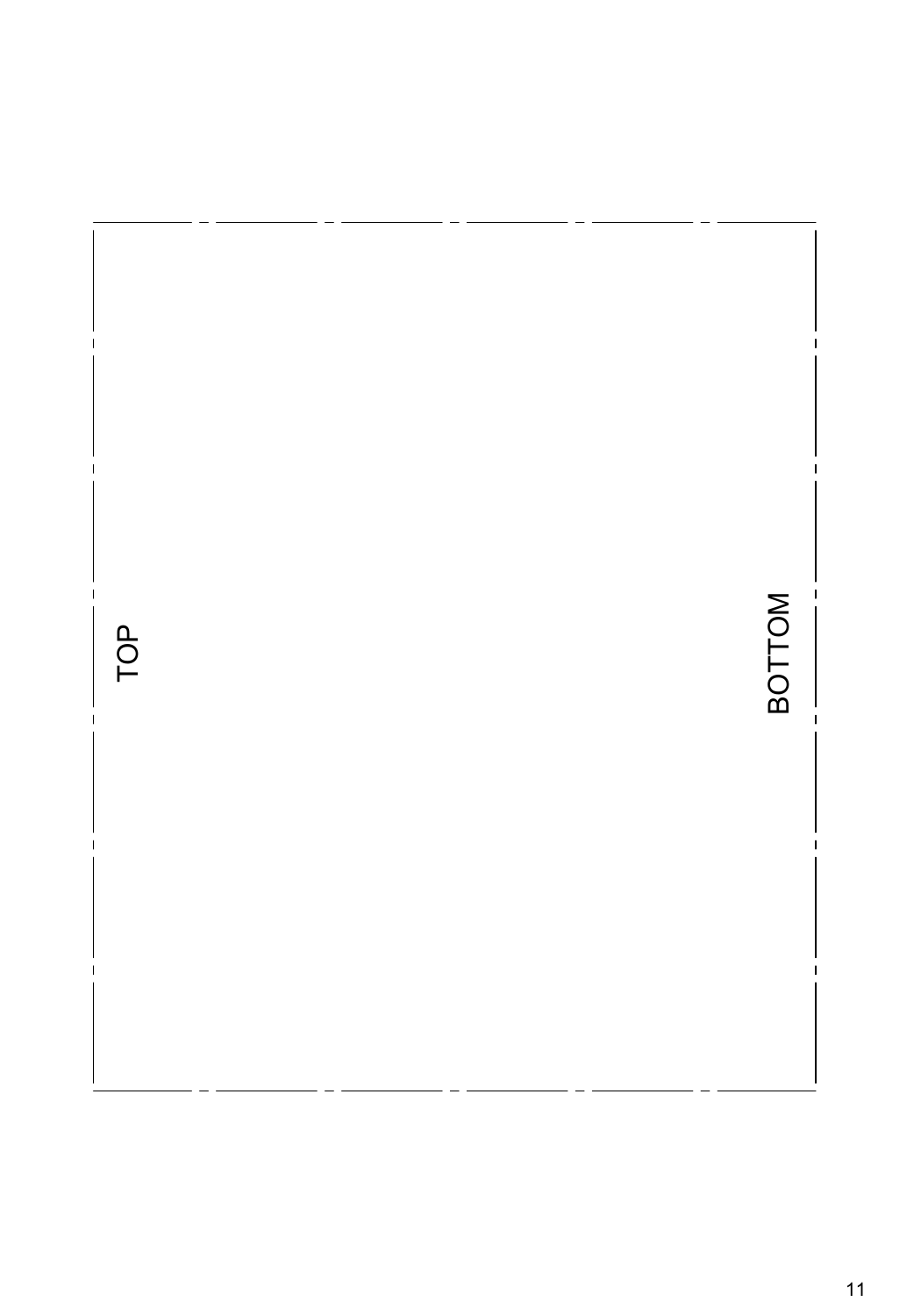TOP

BOTTOM